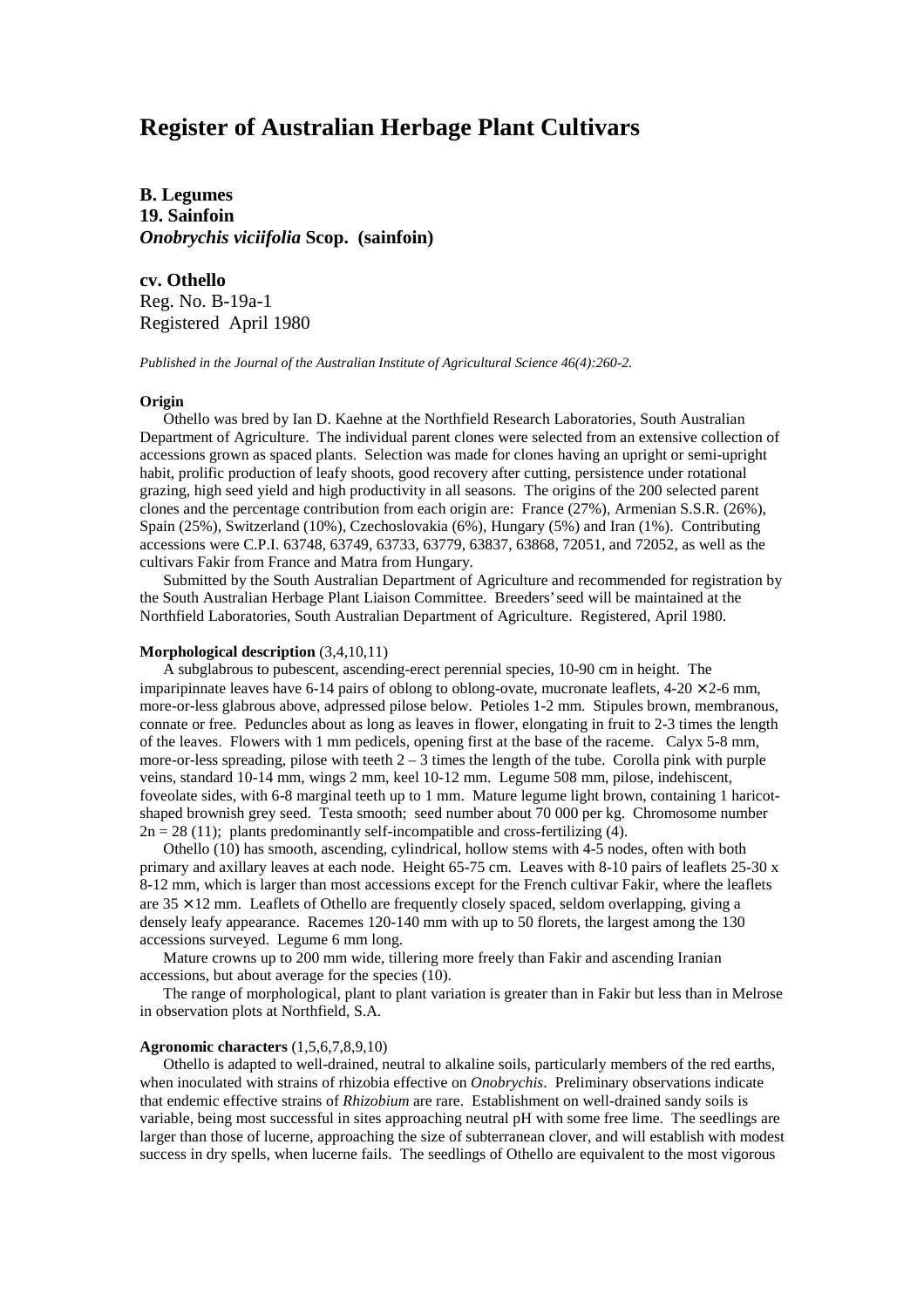# Register of Australian Herbage Plant Cultivars

**B. Legumes**
**19. Sainfoin**
***Onobrychis viciifolia* Scop. (sainfoin)**

**cv. Othello**
Reg. No. B-19a-1
Registered April 1980

*Published in the Journal of the Australian Institute of Agricultural Science 46(4):260-2.*

#### Origin

Othello was bred by Ian D. Kaehne at the Northfield Research Laboratories, South Australian Department of Agriculture. The individual parent clones were selected from an extensive collection of accessions grown as spaced plants. Selection was made for clones having an upright or semi-upright habit, prolific production of leafy shoots, good recovery after cutting, persistence under rotational grazing, high seed yield and high productivity in all seasons. The origins of the 200 selected parent clones and the percentage contribution from each origin are: France (27%), Armenian S.S.R. (26%), Spain (25%), Switzerland (10%), Czechoslovakia (6%), Hungary (5%) and Iran (1%). Contributing accessions were C.P.I. 63748, 63749, 63733, 63779, 63837, 63868, 72051, and 72052, as well as the cultivars Fakir from France and Matra from Hungary.

Submitted by the South Australian Department of Agriculture and recommended for registration by the South Australian Herbage Plant Liaison Committee. Breeders' seed will be maintained at the Northfield Laboratories, South Australian Department of Agriculture. Registered, April 1980.

#### Morphological description (3,4,10,11)

A subglabrous to pubescent, ascending-erect perennial species, 10-90 cm in height. The imparipinnate leaves have 6-14 pairs of oblong to oblong-ovate, mucronate leaflets, 4-20 × 2-6 mm, more-or-less glabrous above, adpressed pilose below. Petioles 1-2 mm. Stipules brown, membranous, connate or free. Peduncles about as long as leaves in flower, elongating in fruit to 2-3 times the length of the leaves. Flowers with 1 mm pedicels, opening first at the base of the raceme. Calyx 5-8 mm, more-or-less spreading, pilose with teeth 2 – 3 times the length of the tube. Corolla pink with purple veins, standard 10-14 mm, wings 2 mm, keel 10-12 mm. Legume 508 mm, pilose, indehiscent, foveolate sides, with 6-8 marginal teeth up to 1 mm. Mature legume light brown, containing 1 haricot-shaped brownish grey seed. Testa smooth; seed number about 70 000 per kg. Chromosome number 2n = 28 (11); plants predominantly self-incompatible and cross-fertilizing (4).

Othello (10) has smooth, ascending, cylindrical, hollow stems with 4-5 nodes, often with both primary and axillary leaves at each node. Height 65-75 cm. Leaves with 8-10 pairs of leaflets 25-30 x 8-12 mm, which is larger than most accessions except for the French cultivar Fakir, where the leaflets are 35 × 12 mm. Leaflets of Othello are frequently closely spaced, seldom overlapping, giving a densely leafy appearance. Racemes 120-140 mm with up to 50 florets, the largest among the 130 accessions surveyed. Legume 6 mm long.

Mature crowns up to 200 mm wide, tillering more freely than Fakir and ascending Iranian accessions, but about average for the species (10).

The range of morphological, plant to plant variation is greater than in Fakir but less than in Melrose in observation plots at Northfield, S.A.

#### Agronomic characters (1,5,6,7,8,9,10)

Othello is adapted to well-drained, neutral to alkaline soils, particularly members of the red earths, when inoculated with strains of rhizobia effective on *Onobrychis*. Preliminary observations indicate that endemic effective strains of *Rhizobium* are rare. Establishment on well-drained sandy soils is variable, being most successful in sites approaching neutral pH with some free lime. The seedlings are larger than those of lucerne, approaching the size of subterranean clover, and will establish with modest success in dry spells, when lucerne fails. The seedlings of Othello are equivalent to the most vigorous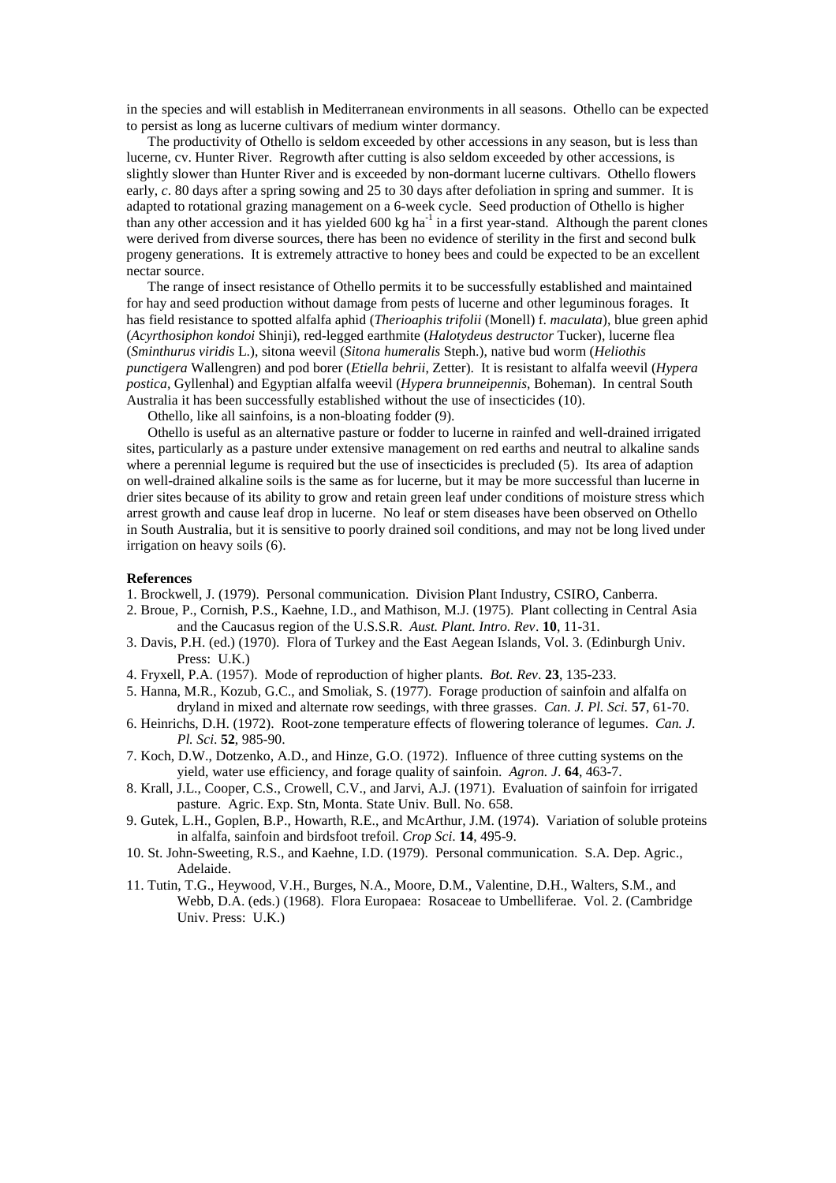in the species and will establish in Mediterranean environments in all seasons. Othello can be expected to persist as long as lucerne cultivars of medium winter dormancy.

The productivity of Othello is seldom exceeded by other accessions in any season, but is less than lucerne, cv. Hunter River. Regrowth after cutting is also seldom exceeded by other accessions, is slightly slower than Hunter River and is exceeded by non-dormant lucerne cultivars. Othello flowers early, *c*. 80 days after a spring sowing and 25 to 30 days after defoliation in spring and summer. It is adapted to rotational grazing management on a 6-week cycle. Seed production of Othello is higher than any other accession and it has yielded 600 kg $ha^{-1}$ in a first year-stand. Although the parent clones were derived from diverse sources, there has been no evidence of sterility in the first and second bulk progeny generations. It is extremely attractive to honey bees and could be expected to be an excellent nectar source.

The range of insect resistance of Othello permits it to be successfully established and maintained for hay and seed production without damage from pests of lucerne and other leguminous forages. It has field resistance to spotted alfalfa aphid (*Therioaphis trifolii* (Monell) f. *maculata*), blue green aphid (*Acyrthosiphon kondoi* Shinji), red-legged earthmite (*Halotydeus destructor* Tucker), lucerne flea (*Sminthurus viridis* L.), sitona weevil (*Sitona humeralis* Steph.), native bud worm (*Heliothis punctigera* Wallengren) and pod borer (*Etiella behrii*, Zetter). It is resistant to alfalfa weevil (*Hypera postica*, Gyllenhal) and Egyptian alfalfa weevil (*Hypera brunneipennis*, Boheman). In central South Australia it has been successfully established without the use of insecticides (10).

Othello, like all sainfoins, is a non-bloating fodder (9).

Othello is useful as an alternative pasture or fodder to lucerne in rainfed and well-drained irrigated sites, particularly as a pasture under extensive management on red earths and neutral to alkaline sands where a perennial legume is required but the use of insecticides is precluded (5). Its area of adaption on well-drained alkaline soils is the same as for lucerne, but it may be more successful than lucerne in drier sites because of its ability to grow and retain green leaf under conditions of moisture stress which arrest growth and cause leaf drop in lucerne. No leaf or stem diseases have been observed on Othello in South Australia, but it is sensitive to poorly drained soil conditions, and may not be long lived under irrigation on heavy soils (6).

**References**

1. Brockwell, J. (1979). Personal communication. Division Plant Industry, CSIRO, Canberra.
2. Broue, P., Cornish, P.S., Kaehne, I.D., and Mathison, M.J. (1975). Plant collecting in Central Asia and the Caucasus region of the U.S.S.R. *Aust. Plant. Intro. Rev*. **10**, 11-31.
3. Davis, P.H. (ed.) (1970). Flora of Turkey and the East Aegean Islands, Vol. 3. (Edinburgh Univ. Press: U.K.)
4. Fryxell, P.A. (1957). Mode of reproduction of higher plants. *Bot. Rev*. **23**, 135-233.
5. Hanna, M.R., Kozub, G.C., and Smoliak, S. (1977). Forage production of sainfoin and alfalfa on dryland in mixed and alternate row seedings, with three grasses. *Can. J. Pl. Sci.* **57**, 61-70.
6. Heinrichs, D.H. (1972). Root-zone temperature effects of flowering tolerance of legumes. *Can. J. Pl. Sci.* **52**, 985-90.
7. Koch, D.W., Dotzenko, A.D., and Hinze, G.O. (1972). Influence of three cutting systems on the yield, water use efficiency, and forage quality of sainfoin. *Agron. J*. **64**, 463-7.
8. Krall, J.L., Cooper, C.S., Crowell, C.V., and Jarvi, A.J. (1971). Evaluation of sainfoin for irrigated pasture. Agric. Exp. Stn, Monta. State Univ. Bull. No. 658.
9. Gutek, L.H., Goplen, B.P., Howarth, R.E., and McArthur, J.M. (1974). Variation of soluble proteins in alfalfa, sainfoin and birdsfoot trefoil. *Crop Sci.* **14**, 495-9.
10. St. John-Sweeting, R.S., and Kaehne, I.D. (1979). Personal communication. S.A. Dep. Agric., Adelaide.
11. Tutin, T.G., Heywood, V.H., Burges, N.A., Moore, D.M., Valentine, D.H., Walters, S.M., and Webb, D.A. (eds.) (1968). Flora Europaea: Rosaceae to Umbelliferae. Vol. 2. (Cambridge Univ. Press: U.K.)